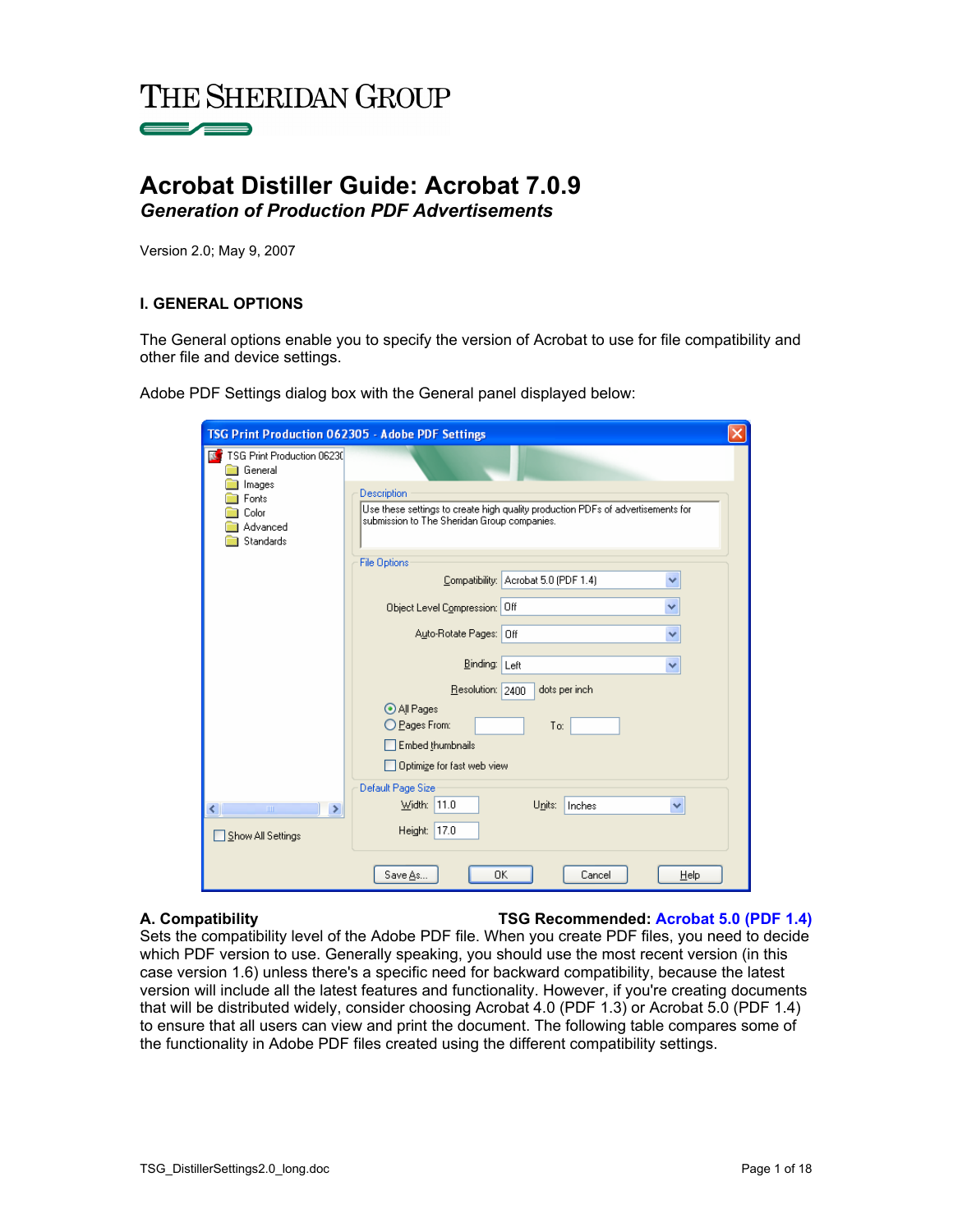THE SHERIDAN GROUP

# Acrobat Distiller Guide: Acrobat 7.0.9

### *Generation of Production PDF Advertisements*

Version 2.0; May 9, 2007

## I. GENERAL OPTIONS

The General options enable you to specify the version of Acrobat to use for file compatibility and other file and device settings.

Adobe PDF Settings dialog box with the General panel displayed below:

**A. Compatibility** **TSG Recommended: Acrobat 5.0 (PDF 1.4)**

Sets the compatibility level of the Adobe PDF file. When you create PDF files, you need to decide which PDF version to use. Generally speaking, you should use the most recent version (in this case version 1.6) unless there's a specific need for backward compatibility, because the latest version will include all the latest features and functionality. However, if you're creating documents that will be distributed widely, consider choosing Acrobat 4.0 (PDF 1.3) or Acrobat 5.0 (PDF 1.4) to ensure that all users can view and print the document. The following table compares some of the functionality in Adobe PDF files created using the different compatibility settings.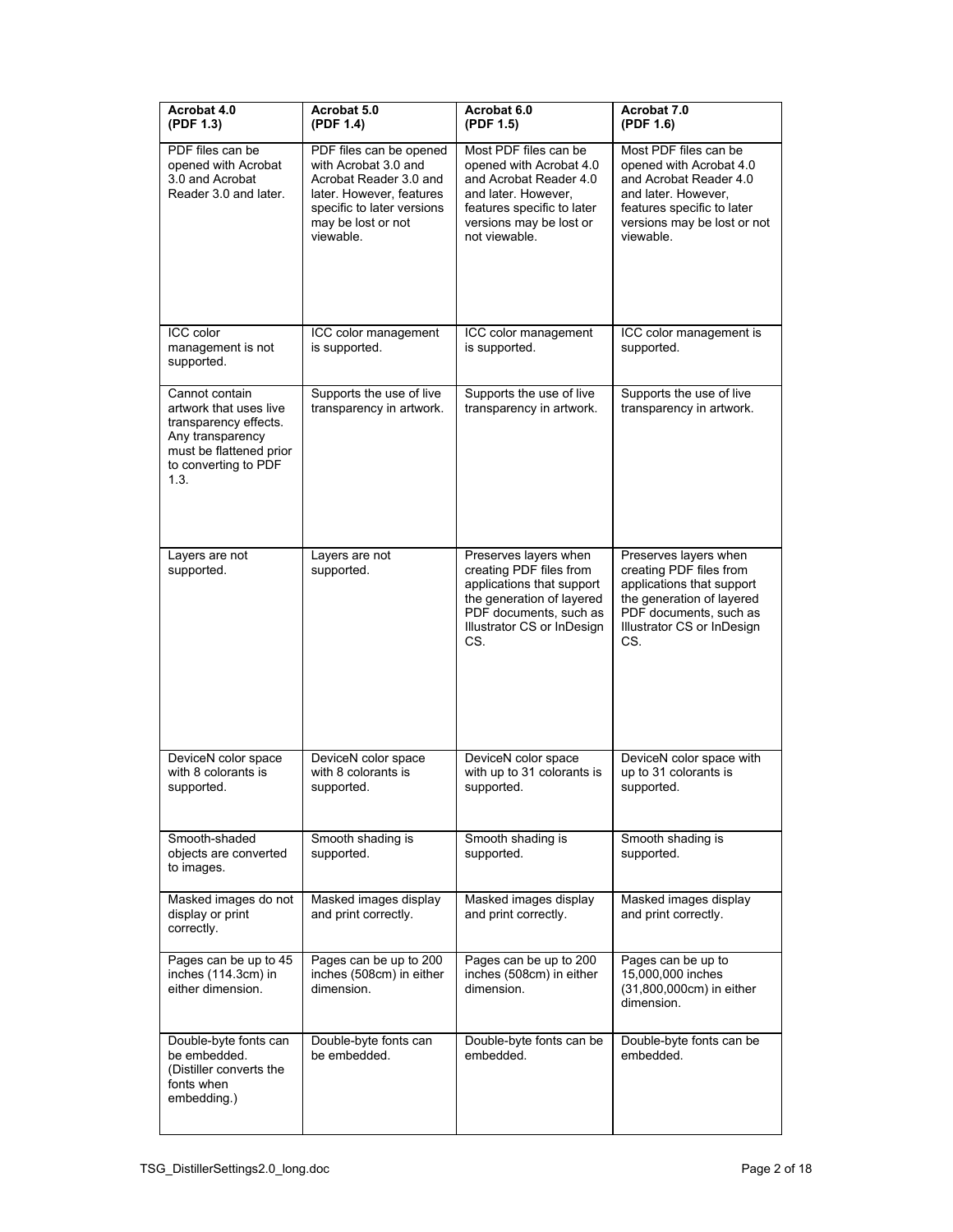| Acrobat 4.0 (PDF 1.3) | Acrobat 5.0 (PDF 1.4) | Acrobat 6.0 (PDF 1.5) | Acrobat 7.0 (PDF 1.6) |
|---|---|---|---|
| PDF files can be opened with Acrobat 3.0 and Acrobat Reader 3.0 and later. | PDF files can be opened with Acrobat 3.0 and Acrobat Reader 3.0 and later. However, features specific to later versions may be lost or not viewable. | Most PDF files can be opened with Acrobat 4.0 and Acrobat Reader 4.0 and later. However, features specific to later versions may be lost or not viewable. | Most PDF files can be opened with Acrobat 4.0 and Acrobat Reader 4.0 and later. However, features specific to later versions may be lost or not viewable. |
| ICC color management is not supported. | ICC color management is supported. | ICC color management is supported. | ICC color management is supported. |
| Cannot contain artwork that uses live transparency effects. Any transparency must be flattened prior to converting to PDF 1.3. | Supports the use of live transparency in artwork. | Supports the use of live transparency in artwork. | Supports the use of live transparency in artwork. |
| Layers are not supported. | Layers are not supported. | Preserves layers when creating PDF files from applications that support the generation of layered PDF documents, such as Illustrator CS or InDesign CS. | Preserves layers when creating PDF files from applications that support the generation of layered PDF documents, such as Illustrator CS or InDesign CS. |
| DeviceN color space with 8 colorants is supported. | DeviceN color space with 8 colorants is supported. | DeviceN color space with up to 31 colorants is supported. | DeviceN color space with up to 31 colorants is supported. |
| Smooth-shaded objects are converted to images. | Smooth shading is supported. | Smooth shading is supported. | Smooth shading is supported. |
| Masked images do not display or print correctly. | Masked images display and print correctly. | Masked images display and print correctly. | Masked images display and print correctly. |
| Pages can be up to 45 inches (114.3cm) in either dimension. | Pages can be up to 200 inches (508cm) in either dimension. | Pages can be up to 200 inches (508cm) in either dimension. | Pages can be up to 15,000,000 inches (31,800,000cm) in either dimension. |
| Double-byte fonts can be embedded. (Distiller converts the fonts when embedding.) | Double-byte fonts can be embedded. | Double-byte fonts can be embedded. | Double-byte fonts can be embedded. |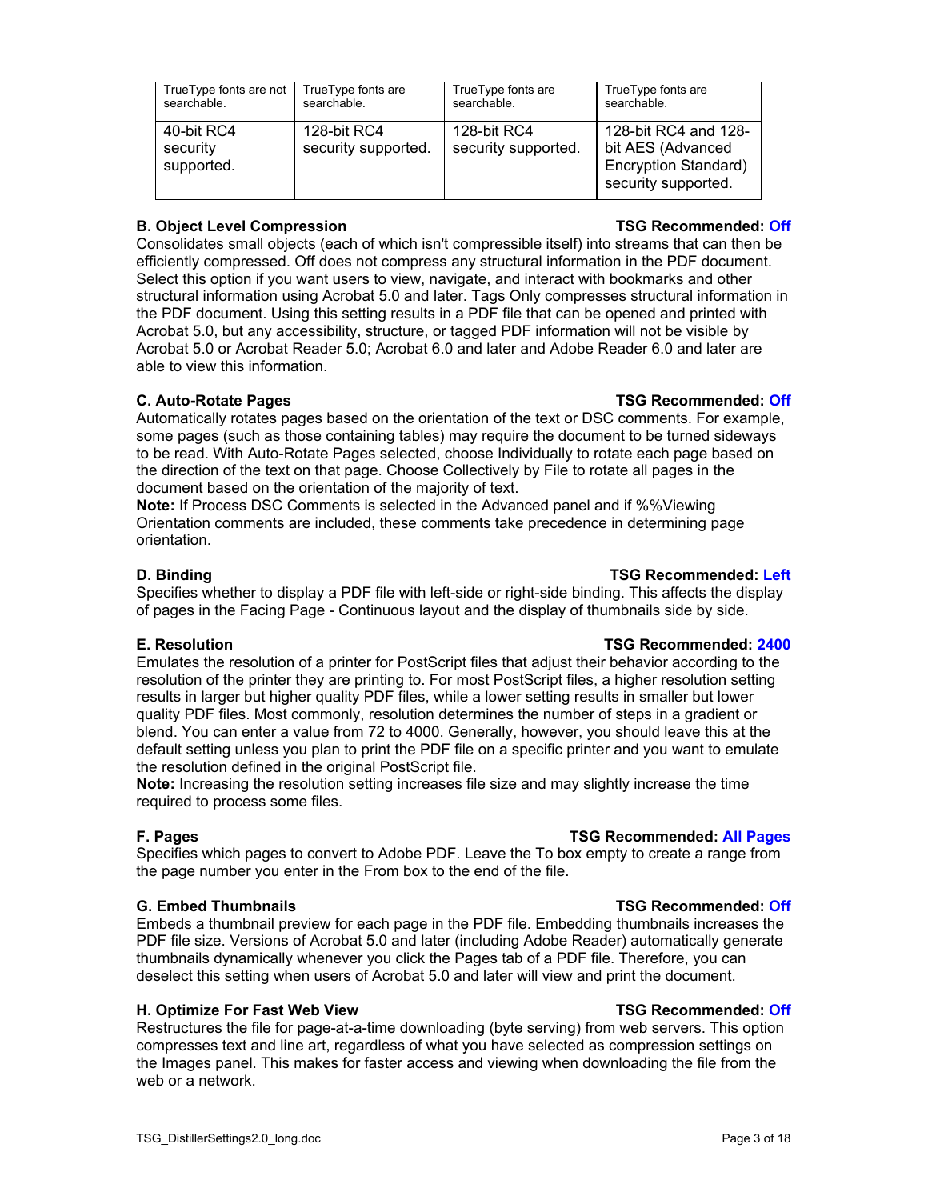| | | | |
|---|---|---|---|
| TrueType fonts are not searchable. | TrueType fonts are searchable. | TrueType fonts are searchable. | TrueType fonts are searchable. |
| 40-bit RC4 security supported. | 128-bit RC4 security supported. | 128-bit RC4 security supported. | 128-bit RC4 and 128-bit AES (Advanced Encryption Standard) security supported. |

**B. Object Level Compression** **TSG Recommended: Off**

Consolidates small objects (each of which isn't compressible itself) into streams that can then be efficiently compressed. Off does not compress any structural information in the PDF document. Select this option if you want users to view, navigate, and interact with bookmarks and other structural information using Acrobat 5.0 and later. Tags Only compresses structural information in the PDF document. Using this setting results in a PDF file that can be opened and printed with Acrobat 5.0, but any accessibility, structure, or tagged PDF information will not be visible by Acrobat 5.0 or Acrobat Reader 5.0; Acrobat 6.0 and later and Adobe Reader 6.0 and later are able to view this information.

**C. Auto-Rotate Pages** **TSG Recommended: Off**

Automatically rotates pages based on the orientation of the text or DSC comments. For example, some pages (such as those containing tables) may require the document to be turned sideways to be read. With Auto-Rotate Pages selected, choose Individually to rotate each page based on the direction of the text on that page. Choose Collectively by File to rotate all pages in the document based on the orientation of the majority of text.

**Note:** If Process DSC Comments is selected in the Advanced panel and if %%Viewing Orientation comments are included, these comments take precedence in determining page orientation.

**D. Binding** **TSG Recommended: Left**

Specifies whether to display a PDF file with left-side or right-side binding. This affects the display of pages in the Facing Page - Continuous layout and the display of thumbnails side by side.

**E. Resolution** **TSG Recommended: 2400**

Emulates the resolution of a printer for PostScript files that adjust their behavior according to the resolution of the printer they are printing to. For most PostScript files, a higher resolution setting results in larger but higher quality PDF files, while a lower setting results in smaller but lower quality PDF files. Most commonly, resolution determines the number of steps in a gradient or blend. You can enter a value from 72 to 4000. Generally, however, you should leave this at the default setting unless you plan to print the PDF file on a specific printer and you want to emulate the resolution defined in the original PostScript file.

**Note:** Increasing the resolution setting increases file size and may slightly increase the time required to process some files.

**F. Pages** **TSG Recommended: All Pages**

Specifies which pages to convert to Adobe PDF. Leave the To box empty to create a range from the page number you enter in the From box to the end of the file.

**G. Embed Thumbnails** **TSG Recommended: Off**

Embeds a thumbnail preview for each page in the PDF file. Embedding thumbnails increases the PDF file size. Versions of Acrobat 5.0 and later (including Adobe Reader) automatically generate thumbnails dynamically whenever you click the Pages tab of a PDF file. Therefore, you can deselect this setting when users of Acrobat 5.0 and later will view and print the document.

**H. Optimize For Fast Web View** **TSG Recommended: Off**

Restructures the file for page-at-a-time downloading (byte serving) from web servers. This option compresses text and line art, regardless of what you have selected as compression settings on the Images panel. This makes for faster access and viewing when downloading the file from the web or a network.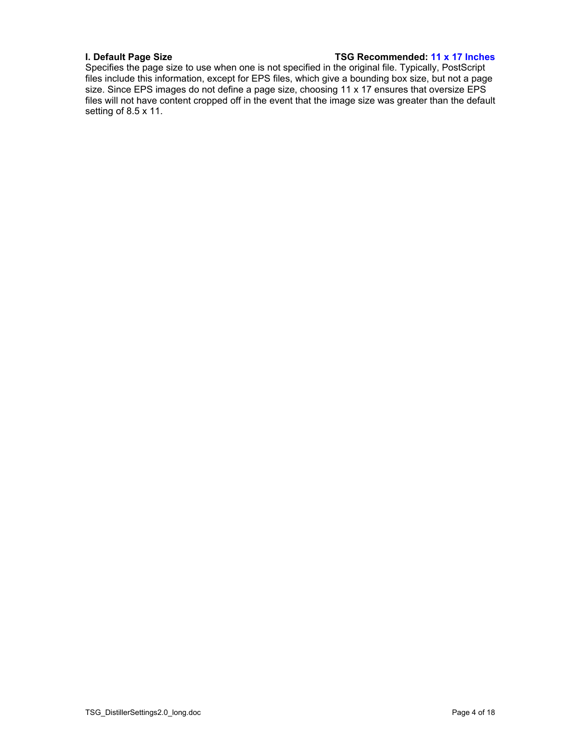**I. Default Page Size** **TSG Recommended: 11 x 17 Inches**

Specifies the page size to use when one is not specified in the original file. Typically, PostScript files include this information, except for EPS files, which give a bounding box size, but not a page size. Since EPS images do not define a page size, choosing 11 x 17 ensures that oversize EPS files will not have content cropped off in the event that the image size was greater than the default setting of 8.5 x 11.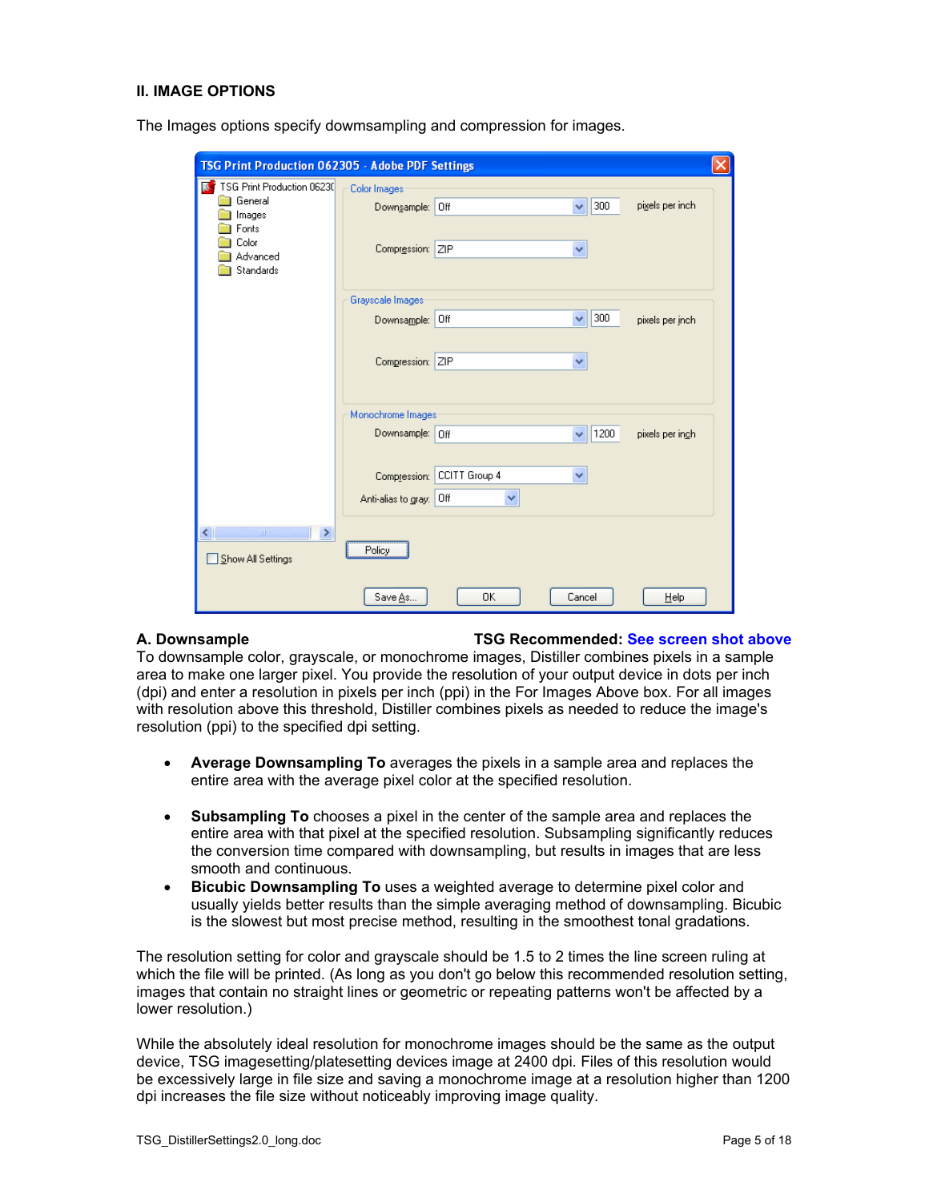## II. IMAGE OPTIONS

The Images options specify dowmsampling and compression for images.

**A. Downsample** **TSG Recommended: See screen shot above**

To downsample color, grayscale, or monochrome images, Distiller combines pixels in a sample area to make one larger pixel. You provide the resolution of your output device in dots per inch (dpi) and enter a resolution in pixels per inch (ppi) in the For Images Above box. For all images with resolution above this threshold, Distiller combines pixels as needed to reduce the image's resolution (ppi) to the specified dpi setting.

- **Average Downsampling To** averages the pixels in a sample area and replaces the entire area with the average pixel color at the specified resolution.
- **Subsampling To** chooses a pixel in the center of the sample area and replaces the entire area with that pixel at the specified resolution. Subsampling significantly reduces the conversion time compared with downsampling, but results in images that are less smooth and continuous.
- **Bicubic Downsampling To** uses a weighted average to determine pixel color and usually yields better results than the simple averaging method of downsampling. Bicubic is the slowest but most precise method, resulting in the smoothest tonal gradations.

The resolution setting for color and grayscale should be 1.5 to 2 times the line screen ruling at which the file will be printed. (As long as you don't go below this recommended resolution setting, images that contain no straight lines or geometric or repeating patterns won't be affected by a lower resolution.)

While the absolutely ideal resolution for monochrome images should be the same as the output device, TSG imagesetting/platesetting devices image at 2400 dpi. Files of this resolution would be excessively large in file size and saving a monochrome image at a resolution higher than 1200 dpi increases the file size without noticeably improving image quality.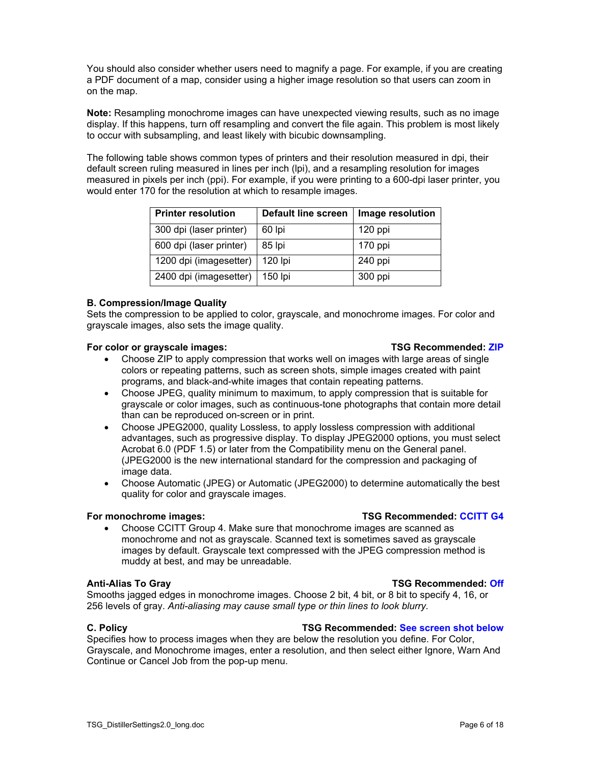You should also consider whether users need to magnify a page. For example, if you are creating a PDF document of a map, consider using a higher image resolution so that users can zoom in on the map.

**Note:** Resampling monochrome images can have unexpected viewing results, such as no image display. If this happens, turn off resampling and convert the file again. This problem is most likely to occur with subsampling, and least likely with bicubic downsampling.

The following table shows common types of printers and their resolution measured in dpi, their default screen ruling measured in lines per inch (lpi), and a resampling resolution for images measured in pixels per inch (ppi). For example, if you were printing to a 600-dpi laser printer, you would enter 170 for the resolution at which to resample images.

| Printer resolution | Default line screen | Image resolution |
|---|---|---|
| 300 dpi (laser printer) | 60 lpi | 120 ppi |
| 600 dpi (laser printer) | 85 lpi | 170 ppi |
| 1200 dpi (imagesetter) | 120 lpi | 240 ppi |
| 2400 dpi (imagesetter) | 150 lpi | 300 ppi |

**B. Compression/Image Quality**

Sets the compression to be applied to color, grayscale, and monochrome images. For color and grayscale images, also sets the image quality.

**For color or grayscale images:** **TSG Recommended: ZIP**

- Choose ZIP to apply compression that works well on images with large areas of single colors or repeating patterns, such as screen shots, simple images created with paint programs, and black-and-white images that contain repeating patterns.
- Choose JPEG, quality minimum to maximum, to apply compression that is suitable for grayscale or color images, such as continuous-tone photographs that contain more detail than can be reproduced on-screen or in print.
- Choose JPEG2000, quality Lossless, to apply lossless compression with additional advantages, such as progressive display. To display JPEG2000 options, you must select Acrobat 6.0 (PDF 1.5) or later from the Compatibility menu on the General panel. (JPEG2000 is the new international standard for the compression and packaging of image data.
- Choose Automatic (JPEG) or Automatic (JPEG2000) to determine automatically the best quality for color and grayscale images.

**For monochrome images:** **TSG Recommended: CCITT G4**

- Choose CCITT Group 4. Make sure that monochrome images are scanned as monochrome and not as grayscale. Scanned text is sometimes saved as grayscale images by default. Grayscale text compressed with the JPEG compression method is muddy at best, and may be unreadable.

**Anti-Alias To Gray** **TSG Recommended: Off**

Smooths jagged edges in monochrome images. Choose 2 bit, 4 bit, or 8 bit to specify 4, 16, or 256 levels of gray. *Anti-aliasing may cause small type or thin lines to look blurry.*

**C. Policy** **TSG Recommended: See screen shot below**

Specifies how to process images when they are below the resolution you define. For Color, Grayscale, and Monochrome images, enter a resolution, and then select either Ignore, Warn And Continue or Cancel Job from the pop-up menu.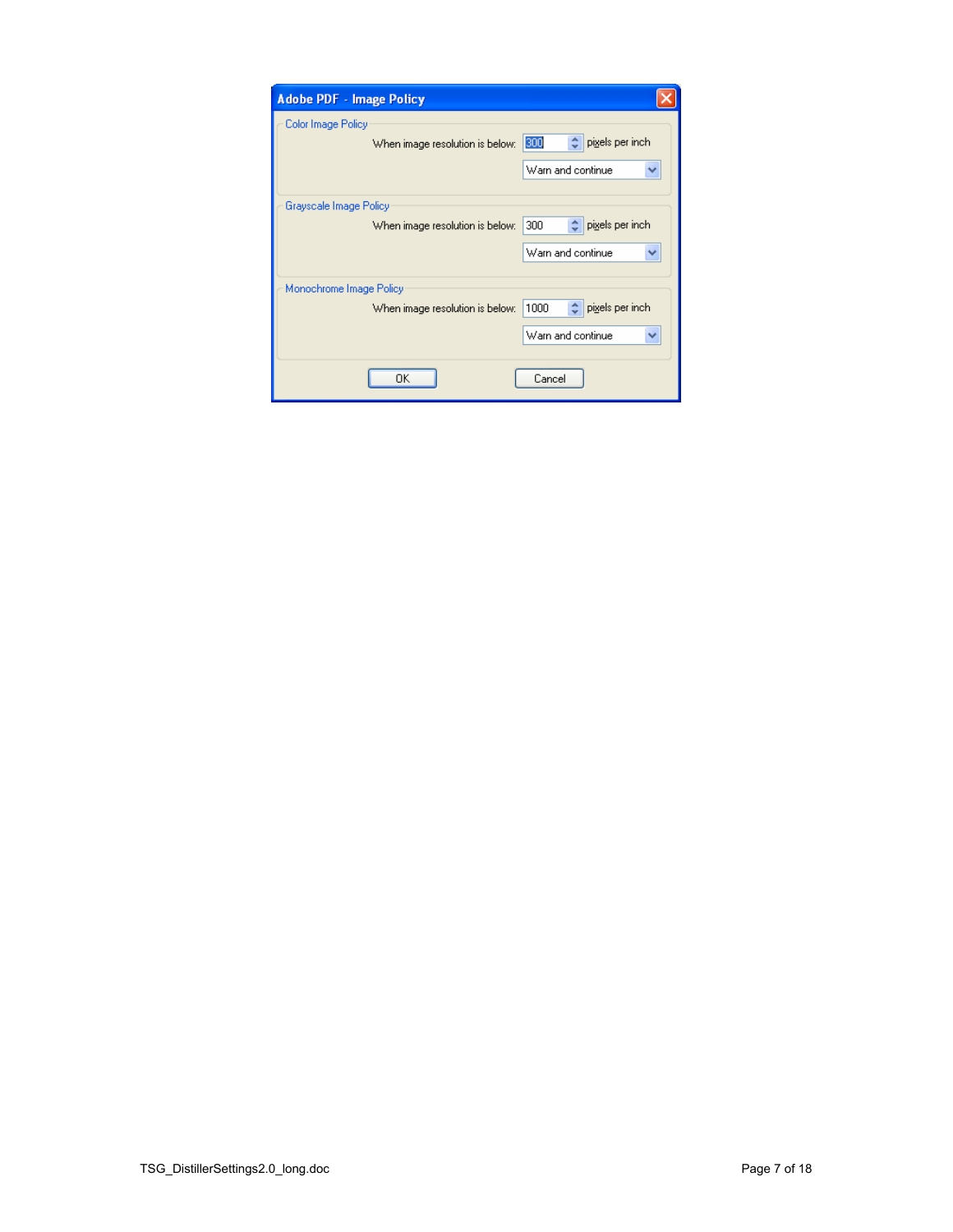**Adobe PDF - Image Policy**

Color Image Policy

When image resolution is below: 300 pixels per inch

Warn and continue

Grayscale Image Policy

When image resolution is below: 300 pixels per inch

Warn and continue

Monochrome Image Policy

When image resolution is below: 1000 pixels per inch

Warn and continue

OK    Cancel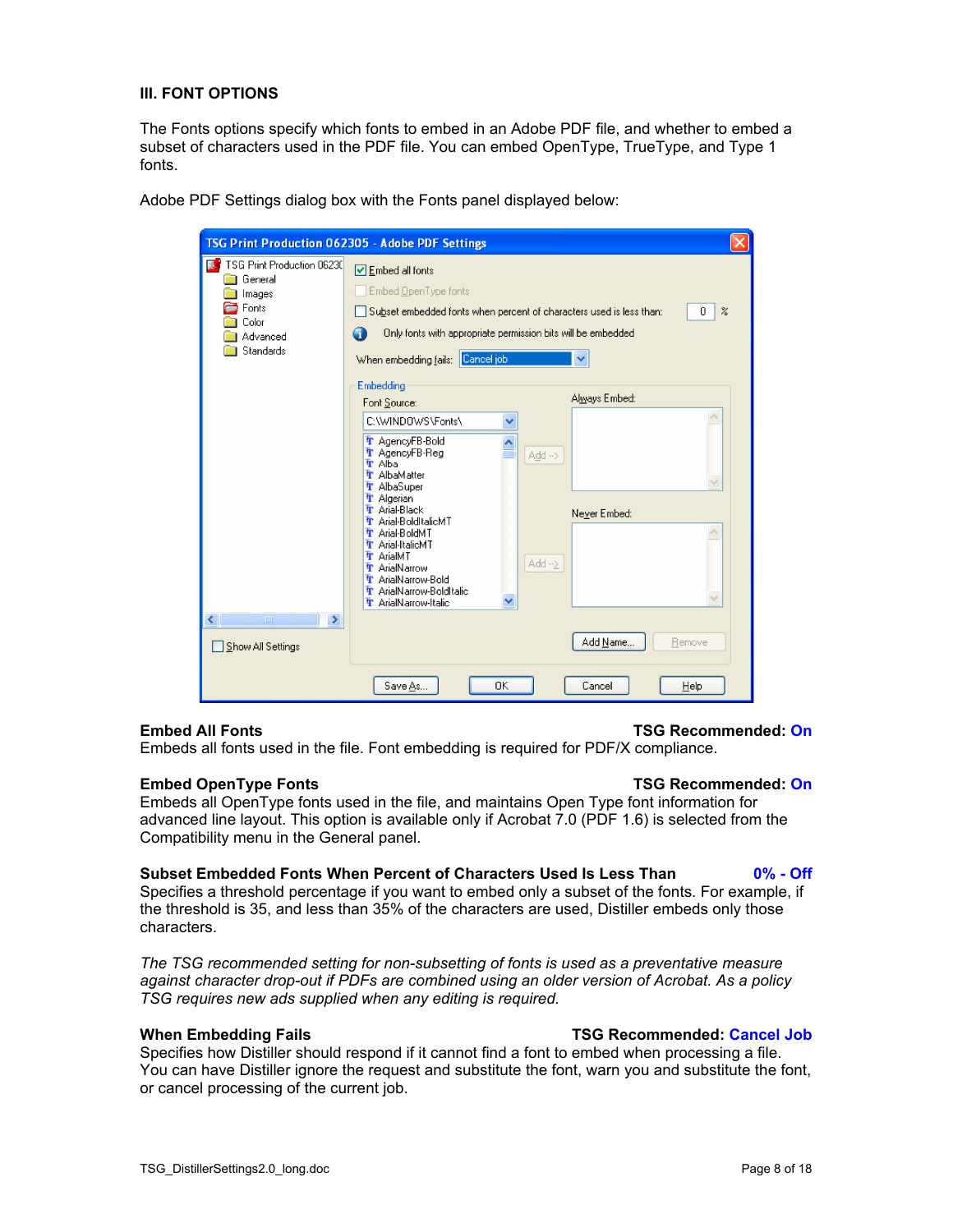## III. FONT OPTIONS

The Fonts options specify which fonts to embed in an Adobe PDF file, and whether to embed a subset of characters used in the PDF file. You can embed OpenType, TrueType, and Type 1 fonts.

Adobe PDF Settings dialog box with the Fonts panel displayed below:

**Embed All Fonts** **TSG Recommended: On**
Embeds all fonts used in the file. Font embedding is required for PDF/X compliance.

**Embed OpenType Fonts** **TSG Recommended: On**
Embeds all OpenType fonts used in the file, and maintains Open Type font information for advanced line layout. This option is available only if Acrobat 7.0 (PDF 1.6) is selected from the Compatibility menu in the General panel.

**Subset Embedded Fonts When Percent of Characters Used Is Less Than** **0% - Off**
Specifies a threshold percentage if you want to embed only a subset of the fonts. For example, if the threshold is 35, and less than 35% of the characters are used, Distiller embeds only those characters.

*The TSG recommended setting for non-subsetting of fonts is used as a preventative measure against character drop-out if PDFs are combined using an older version of Acrobat. As a policy TSG requires new ads supplied when any editing is required.*

**When Embedding Fails** **TSG Recommended: Cancel Job**
Specifies how Distiller should respond if it cannot find a font to embed when processing a file. You can have Distiller ignore the request and substitute the font, warn you and substitute the font, or cancel processing of the current job.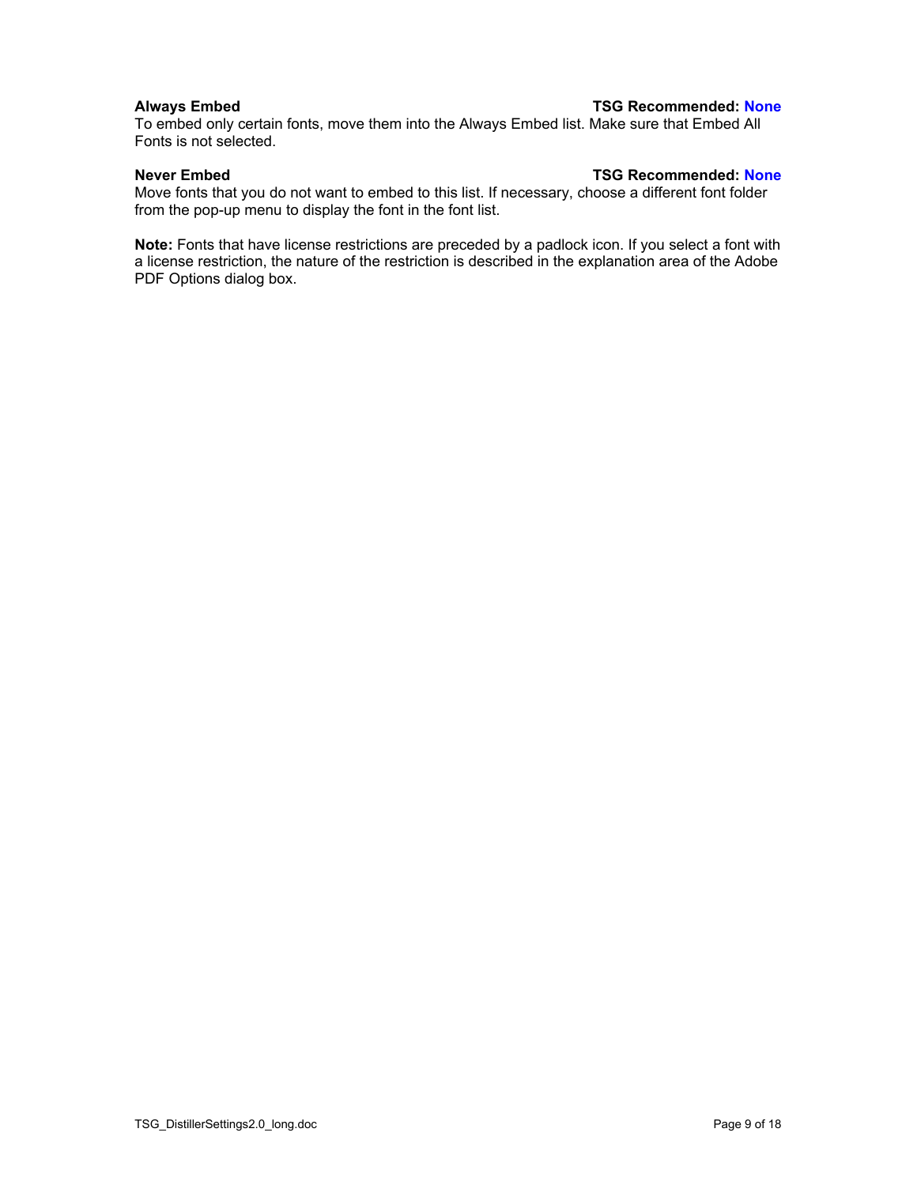**Always Embed** **TSG Recommended: None**

To embed only certain fonts, move them into the Always Embed list. Make sure that Embed All Fonts is not selected.

**Never Embed** **TSG Recommended: None**

Move fonts that you do not want to embed to this list. If necessary, choose a different font folder from the pop-up menu to display the font in the font list.

**Note:** Fonts that have license restrictions are preceded by a padlock icon. If you select a font with a license restriction, the nature of the restriction is described in the explanation area of the Adobe PDF Options dialog box.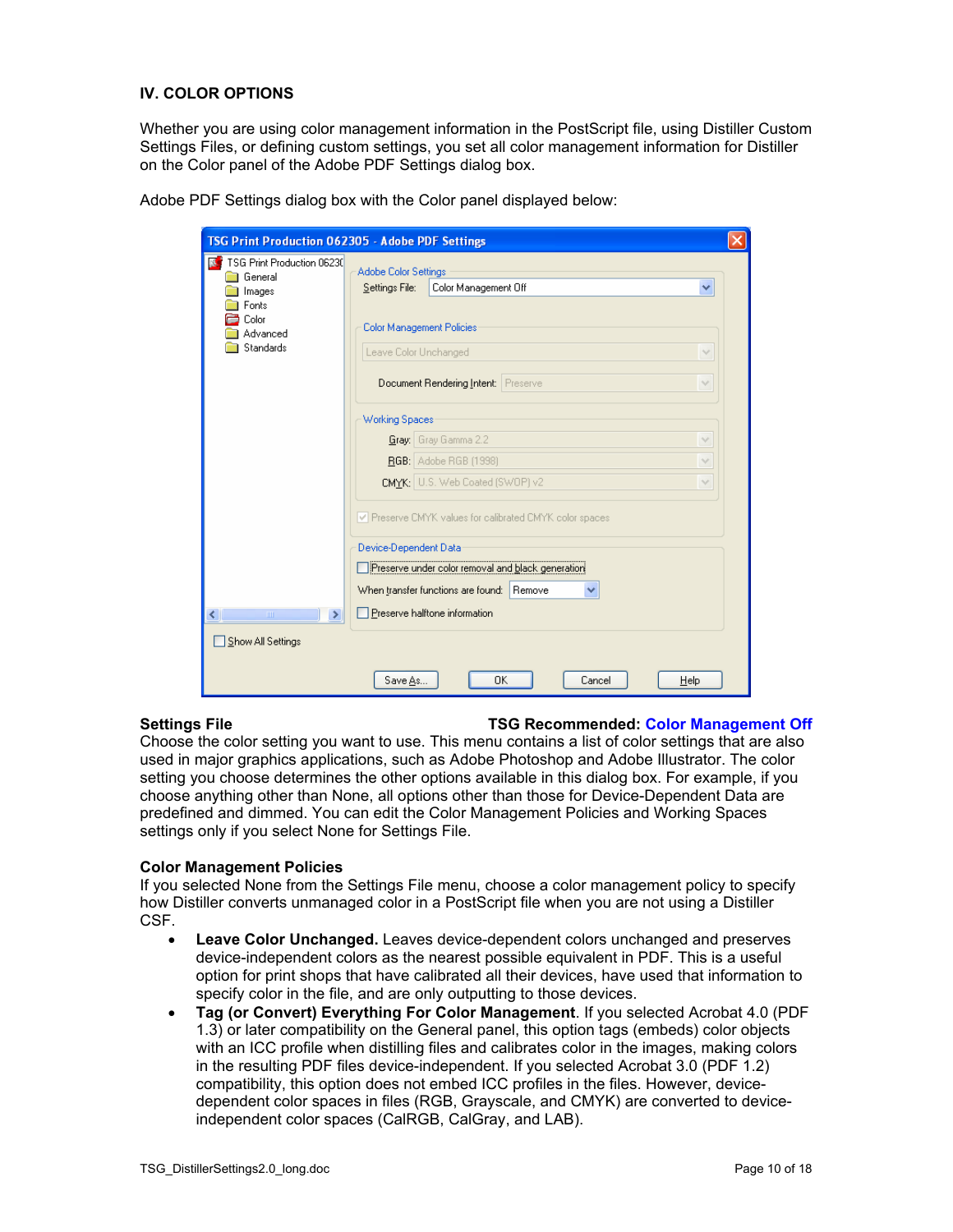## IV. COLOR OPTIONS

Whether you are using color management information in the PostScript file, using Distiller Custom Settings Files, or defining custom settings, you set all color management information for Distiller on the Color panel of the Adobe PDF Settings dialog box.

Adobe PDF Settings dialog box with the Color panel displayed below:

**Settings File** **TSG Recommended: Color Management Off**

Choose the color setting you want to use. This menu contains a list of color settings that are also used in major graphics applications, such as Adobe Photoshop and Adobe Illustrator. The color setting you choose determines the other options available in this dialog box. For example, if you choose anything other than None, all options other than those for Device-Dependent Data are predefined and dimmed. You can edit the Color Management Policies and Working Spaces settings only if you select None for Settings File.

**Color Management Policies**

If you selected None from the Settings File menu, choose a color management policy to specify how Distiller converts unmanaged color in a PostScript file when you are not using a Distiller CSF.

- **Leave Color Unchanged.** Leaves device-dependent colors unchanged and preserves device-independent colors as the nearest possible equivalent in PDF. This is a useful option for print shops that have calibrated all their devices, have used that information to specify color in the file, and are only outputting to those devices.
- **Tag (or Convert) Everything For Color Management**. If you selected Acrobat 4.0 (PDF 1.3) or later compatibility on the General panel, this option tags (embeds) color objects with an ICC profile when distilling files and calibrates color in the images, making colors in the resulting PDF files device-independent. If you selected Acrobat 3.0 (PDF 1.2) compatibility, this option does not embed ICC profiles in the files. However, device-dependent color spaces in files (RGB, Grayscale, and CMYK) are converted to device-independent color spaces (CalRGB, CalGray, and LAB).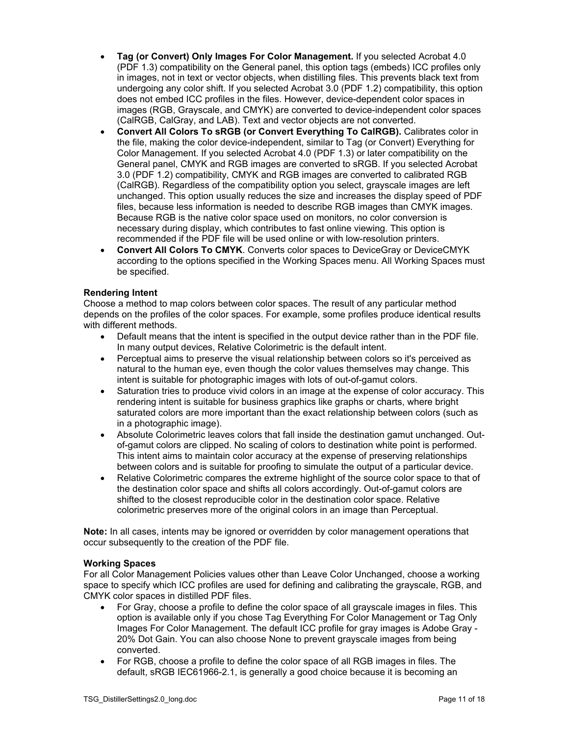- **Tag (or Convert) Only Images For Color Management.** If you selected Acrobat 4.0 (PDF 1.3) compatibility on the General panel, this option tags (embeds) ICC profiles only in images, not in text or vector objects, when distilling files. This prevents black text from undergoing any color shift. If you selected Acrobat 3.0 (PDF 1.2) compatibility, this option does not embed ICC profiles in the files. However, device-dependent color spaces in images (RGB, Grayscale, and CMYK) are converted to device-independent color spaces (CalRGB, CalGray, and LAB). Text and vector objects are not converted.
- **Convert All Colors To sRGB (or Convert Everything To CalRGB).** Calibrates color in the file, making the color device-independent, similar to Tag (or Convert) Everything for Color Management. If you selected Acrobat 4.0 (PDF 1.3) or later compatibility on the General panel, CMYK and RGB images are converted to sRGB. If you selected Acrobat 3.0 (PDF 1.2) compatibility, CMYK and RGB images are converted to calibrated RGB (CalRGB). Regardless of the compatibility option you select, grayscale images are left unchanged. This option usually reduces the size and increases the display speed of PDF files, because less information is needed to describe RGB images than CMYK images. Because RGB is the native color space used on monitors, no color conversion is necessary during display, which contributes to fast online viewing. This option is recommended if the PDF file will be used online or with low-resolution printers.
- **Convert All Colors To CMYK**. Converts color spaces to DeviceGray or DeviceCMYK according to the options specified in the Working Spaces menu. All Working Spaces must be specified.

**Rendering Intent**

Choose a method to map colors between color spaces. The result of any particular method depends on the profiles of the color spaces. For example, some profiles produce identical results with different methods.

- Default means that the intent is specified in the output device rather than in the PDF file. In many output devices, Relative Colorimetric is the default intent.
- Perceptual aims to preserve the visual relationship between colors so it's perceived as natural to the human eye, even though the color values themselves may change. This intent is suitable for photographic images with lots of out-of-gamut colors.
- Saturation tries to produce vivid colors in an image at the expense of color accuracy. This rendering intent is suitable for business graphics like graphs or charts, where bright saturated colors are more important than the exact relationship between colors (such as in a photographic image).
- Absolute Colorimetric leaves colors that fall inside the destination gamut unchanged. Out-of-gamut colors are clipped. No scaling of colors to destination white point is performed. This intent aims to maintain color accuracy at the expense of preserving relationships between colors and is suitable for proofing to simulate the output of a particular device.
- Relative Colorimetric compares the extreme highlight of the source color space to that of the destination color space and shifts all colors accordingly. Out-of-gamut colors are shifted to the closest reproducible color in the destination color space. Relative colorimetric preserves more of the original colors in an image than Perceptual.

**Note:** In all cases, intents may be ignored or overridden by color management operations that occur subsequently to the creation of the PDF file.

**Working Spaces**

For all Color Management Policies values other than Leave Color Unchanged, choose a working space to specify which ICC profiles are used for defining and calibrating the grayscale, RGB, and CMYK color spaces in distilled PDF files.

- For Gray, choose a profile to define the color space of all grayscale images in files. This option is available only if you chose Tag Everything For Color Management or Tag Only Images For Color Management. The default ICC profile for gray images is Adobe Gray - 20% Dot Gain. You can also choose None to prevent grayscale images from being converted.
- For RGB, choose a profile to define the color space of all RGB images in files. The default, sRGB IEC61966-2.1, is generally a good choice because it is becoming an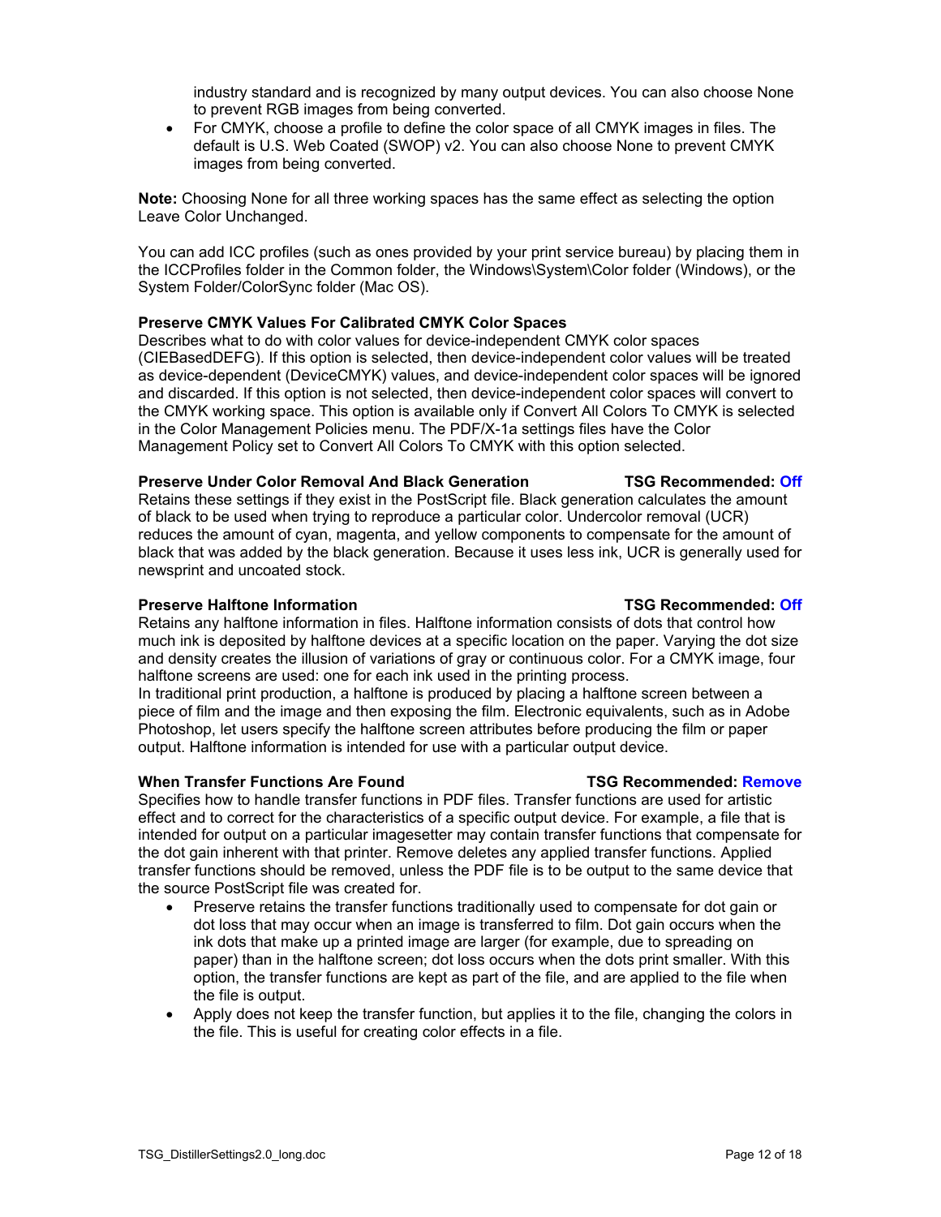industry standard and is recognized by many output devices. You can also choose None to prevent RGB images from being converted.

- For CMYK, choose a profile to define the color space of all CMYK images in files. The default is U.S. Web Coated (SWOP) v2. You can also choose None to prevent CMYK images from being converted.

**Note:** Choosing None for all three working spaces has the same effect as selecting the option Leave Color Unchanged.

You can add ICC profiles (such as ones provided by your print service bureau) by placing them in the ICCProfiles folder in the Common folder, the Windows\System\Color folder (Windows), or the System Folder/ColorSync folder (Mac OS).

**Preserve CMYK Values For Calibrated CMYK Color Spaces**

Describes what to do with color values for device-independent CMYK color spaces (CIEBasedDEFG). If this option is selected, then device-independent color values will be treated as device-dependent (DeviceCMYK) values, and device-independent color spaces will be ignored and discarded. If this option is not selected, then device-independent color spaces will convert to the CMYK working space. This option is available only if Convert All Colors To CMYK is selected in the Color Management Policies menu. The PDF/X-1a settings files have the Color Management Policy set to Convert All Colors To CMYK with this option selected.

**Preserve Under Color Removal And Black Generation** **TSG Recommended: Off**

Retains these settings if they exist in the PostScript file. Black generation calculates the amount of black to be used when trying to reproduce a particular color. Undercolor removal (UCR) reduces the amount of cyan, magenta, and yellow components to compensate for the amount of black that was added by the black generation. Because it uses less ink, UCR is generally used for newsprint and uncoated stock.

**Preserve Halftone Information** **TSG Recommended: Off**

Retains any halftone information in files. Halftone information consists of dots that control how much ink is deposited by halftone devices at a specific location on the paper. Varying the dot size and density creates the illusion of variations of gray or continuous color. For a CMYK image, four halftone screens are used: one for each ink used in the printing process.
In traditional print production, a halftone is produced by placing a halftone screen between a piece of film and the image and then exposing the film. Electronic equivalents, such as in Adobe Photoshop, let users specify the halftone screen attributes before producing the film or paper output. Halftone information is intended for use with a particular output device.

**When Transfer Functions Are Found** **TSG Recommended: Remove**

Specifies how to handle transfer functions in PDF files. Transfer functions are used for artistic effect and to correct for the characteristics of a specific output device. For example, a file that is intended for output on a particular imagesetter may contain transfer functions that compensate for the dot gain inherent with that printer. Remove deletes any applied transfer functions. Applied transfer functions should be removed, unless the PDF file is to be output to the same device that the source PostScript file was created for.

- Preserve retains the transfer functions traditionally used to compensate for dot gain or dot loss that may occur when an image is transferred to film. Dot gain occurs when the ink dots that make up a printed image are larger (for example, due to spreading on paper) than in the halftone screen; dot loss occurs when the dots print smaller. With this option, the transfer functions are kept as part of the file, and are applied to the file when the file is output.
- Apply does not keep the transfer function, but applies it to the file, changing the colors in the file. This is useful for creating color effects in a file.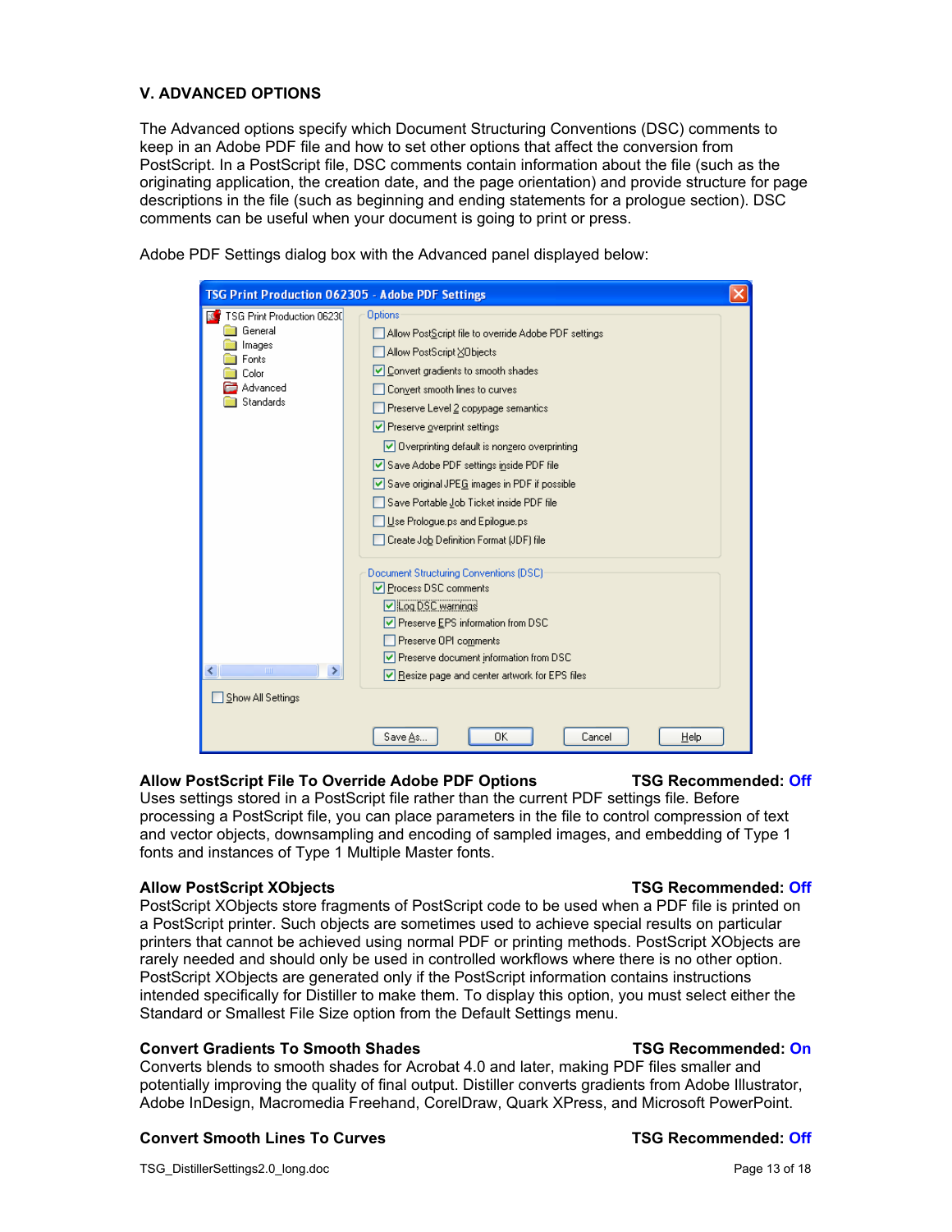### V. ADVANCED OPTIONS

The Advanced options specify which Document Structuring Conventions (DSC) comments to keep in an Adobe PDF file and how to set other options that affect the conversion from PostScript. In a PostScript file, DSC comments contain information about the file (such as the originating application, the creation date, and the page orientation) and provide structure for page descriptions in the file (such as beginning and ending statements for a prologue section). DSC comments can be useful when your document is going to print or press.

Adobe PDF Settings dialog box with the Advanced panel displayed below:

**Allow PostScript File To Override Adobe PDF Options** — **TSG Recommended: Off**

Uses settings stored in a PostScript file rather than the current PDF settings file. Before processing a PostScript file, you can place parameters in the file to control compression of text and vector objects, downsampling and encoding of sampled images, and embedding of Type 1 fonts and instances of Type 1 Multiple Master fonts.

**Allow PostScript XObjects** — **TSG Recommended: Off**

PostScript XObjects store fragments of PostScript code to be used when a PDF file is printed on a PostScript printer. Such objects are sometimes used to achieve special results on particular printers that cannot be achieved using normal PDF or printing methods. PostScript XObjects are rarely needed and should only be used in controlled workflows where there is no other option. PostScript XObjects are generated only if the PostScript information contains instructions intended specifically for Distiller to make them. To display this option, you must select either the Standard or Smallest File Size option from the Default Settings menu.

**Convert Gradients To Smooth Shades** — **TSG Recommended: On**

Converts blends to smooth shades for Acrobat 4.0 and later, making PDF files smaller and potentially improving the quality of final output. Distiller converts gradients from Adobe Illustrator, Adobe InDesign, Macromedia Freehand, CorelDraw, Quark XPress, and Microsoft PowerPoint.

**Convert Smooth Lines To Curves** — **TSG Recommended: Off**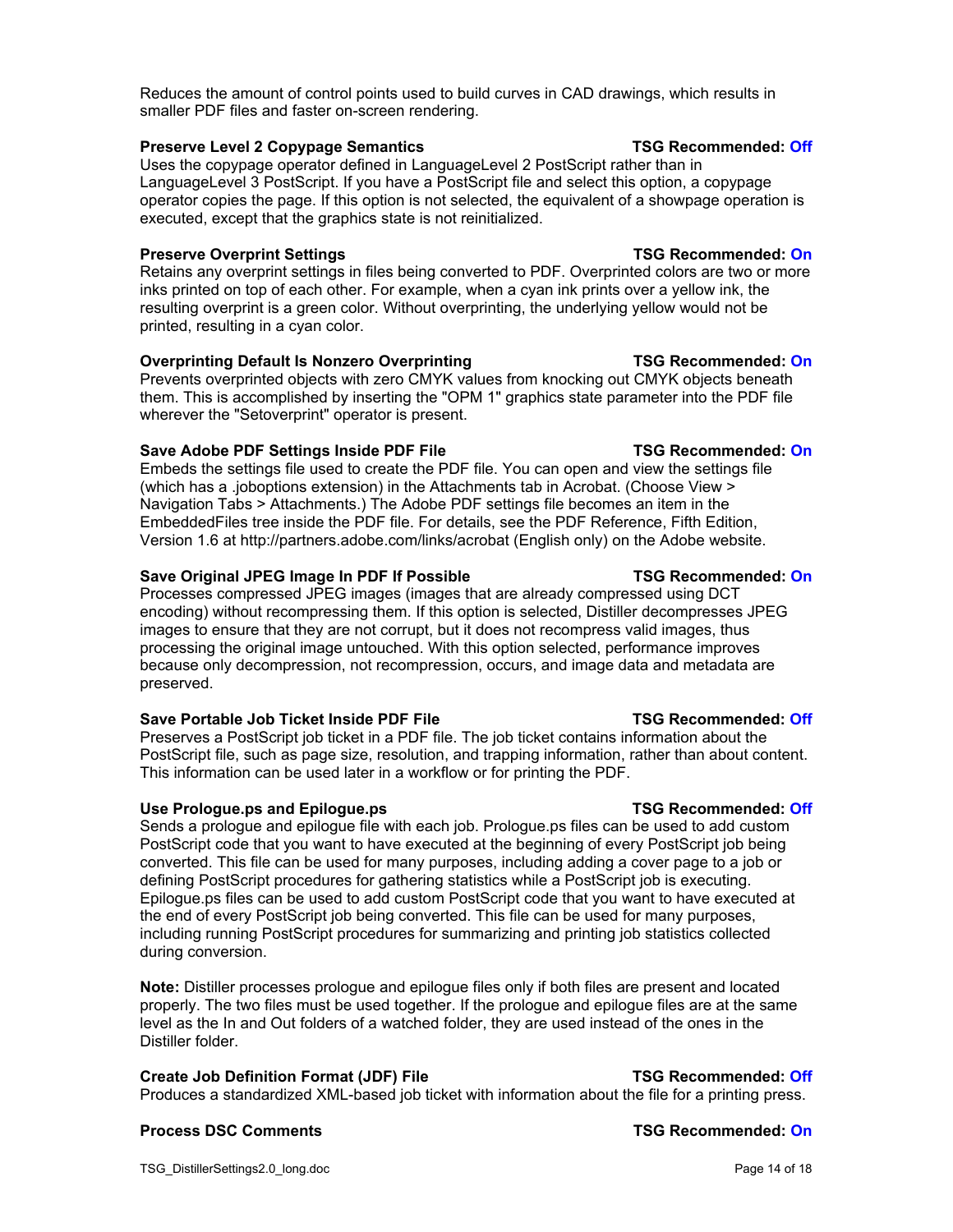Reduces the amount of control points used to build curves in CAD drawings, which results in smaller PDF files and faster on-screen rendering.

**Preserve Level 2 Copypage Semantics** **TSG Recommended: Off**

Uses the copypage operator defined in LanguageLevel 2 PostScript rather than in LanguageLevel 3 PostScript. If you have a PostScript file and select this option, a copypage operator copies the page. If this option is not selected, the equivalent of a showpage operation is executed, except that the graphics state is not reinitialized.

**Preserve Overprint Settings** **TSG Recommended: On**

Retains any overprint settings in files being converted to PDF. Overprinted colors are two or more inks printed on top of each other. For example, when a cyan ink prints over a yellow ink, the resulting overprint is a green color. Without overprinting, the underlying yellow would not be printed, resulting in a cyan color.

**Overprinting Default Is Nonzero Overprinting** **TSG Recommended: On**

Prevents overprinted objects with zero CMYK values from knocking out CMYK objects beneath them. This is accomplished by inserting the "OPM 1" graphics state parameter into the PDF file wherever the "Setoverprint" operator is present.

**Save Adobe PDF Settings Inside PDF File** **TSG Recommended: On**

Embeds the settings file used to create the PDF file. You can open and view the settings file (which has a .joboptions extension) in the Attachments tab in Acrobat. (Choose View > Navigation Tabs > Attachments.) The Adobe PDF settings file becomes an item in the EmbeddedFiles tree inside the PDF file. For details, see the PDF Reference, Fifth Edition, Version 1.6 at http://partners.adobe.com/links/acrobat (English only) on the Adobe website.

**Save Original JPEG Image In PDF If Possible** **TSG Recommended: On**

Processes compressed JPEG images (images that are already compressed using DCT encoding) without recompressing them. If this option is selected, Distiller decompresses JPEG images to ensure that they are not corrupt, but it does not recompress valid images, thus processing the original image untouched. With this option selected, performance improves because only decompression, not recompression, occurs, and image data and metadata are preserved.

**Save Portable Job Ticket Inside PDF File** **TSG Recommended: Off**

Preserves a PostScript job ticket in a PDF file. The job ticket contains information about the PostScript file, such as page size, resolution, and trapping information, rather than about content. This information can be used later in a workflow or for printing the PDF.

**Use Prologue.ps and Epilogue.ps** **TSG Recommended: Off**

Sends a prologue and epilogue file with each job. Prologue.ps files can be used to add custom PostScript code that you want to have executed at the beginning of every PostScript job being converted. This file can be used for many purposes, including adding a cover page to a job or defining PostScript procedures for gathering statistics while a PostScript job is executing. Epilogue.ps files can be used to add custom PostScript code that you want to have executed at the end of every PostScript job being converted. This file can be used for many purposes, including running PostScript procedures for summarizing and printing job statistics collected during conversion.

**Note:** Distiller processes prologue and epilogue files only if both files are present and located properly. The two files must be used together. If the prologue and epilogue files are at the same level as the In and Out folders of a watched folder, they are used instead of the ones in the Distiller folder.

**Create Job Definition Format (JDF) File** **TSG Recommended: Off**

Produces a standardized XML-based job ticket with information about the file for a printing press.

**Process DSC Comments** **TSG Recommended: On**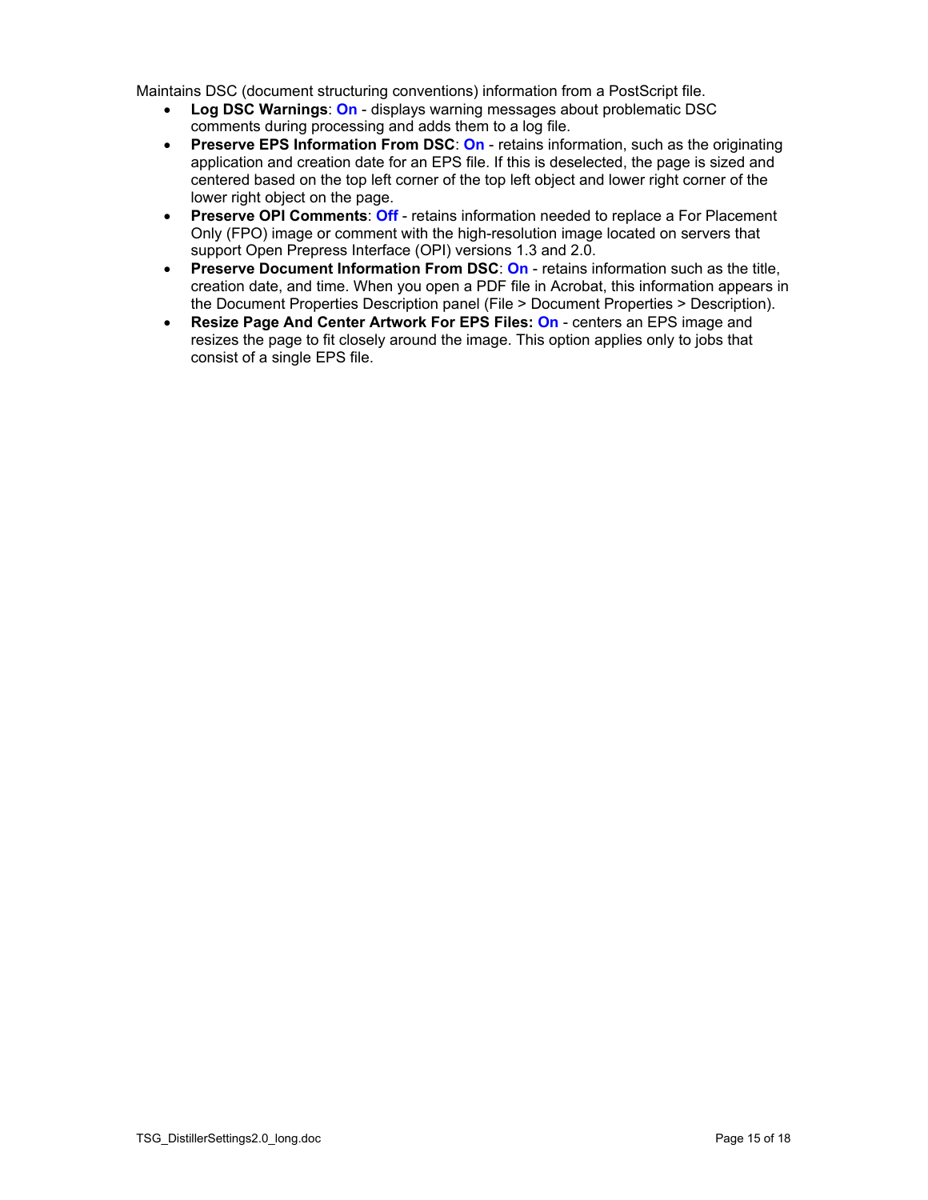Maintains DSC (document structuring conventions) information from a PostScript file.

- **Log DSC Warnings**: **On** - displays warning messages about problematic DSC comments during processing and adds them to a log file.
- **Preserve EPS Information From DSC**: **On** - retains information, such as the originating application and creation date for an EPS file. If this is deselected, the page is sized and centered based on the top left corner of the top left object and lower right corner of the lower right object on the page.
- **Preserve OPI Comments**: **Off** - retains information needed to replace a For Placement Only (FPO) image or comment with the high-resolution image located on servers that support Open Prepress Interface (OPI) versions 1.3 and 2.0.
- **Preserve Document Information From DSC**: **On** - retains information such as the title, creation date, and time. When you open a PDF file in Acrobat, this information appears in the Document Properties Description panel (File > Document Properties > Description).
- **Resize Page And Center Artwork For EPS Files: On** - centers an EPS image and resizes the page to fit closely around the image. This option applies only to jobs that consist of a single EPS file.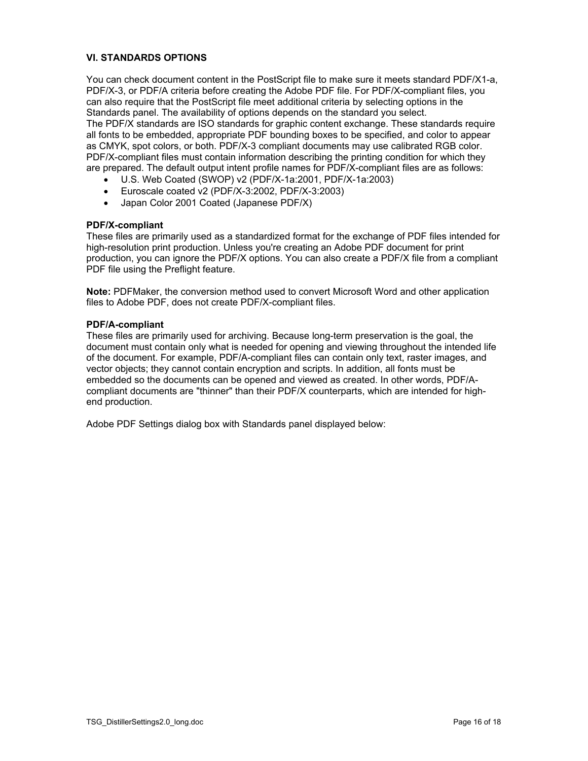### VI. STANDARDS OPTIONS

You can check document content in the PostScript file to make sure it meets standard PDF/X1-a, PDF/X-3, or PDF/A criteria before creating the Adobe PDF file. For PDF/X-compliant files, you can also require that the PostScript file meet additional criteria by selecting options in the Standards panel. The availability of options depends on the standard you select.
The PDF/X standards are ISO standards for graphic content exchange. These standards require all fonts to be embedded, appropriate PDF bounding boxes to be specified, and color to appear as CMYK, spot colors, or both. PDF/X-3 compliant documents may use calibrated RGB color. PDF/X-compliant files must contain information describing the printing condition for which they are prepared. The default output intent profile names for PDF/X-compliant files are as follows:

- U.S. Web Coated (SWOP) v2 (PDF/X-1a:2001, PDF/X-1a:2003)
- Euroscale coated v2 (PDF/X-3:2002, PDF/X-3:2003)
- Japan Color 2001 Coated (Japanese PDF/X)

**PDF/X-compliant**
These files are primarily used as a standardized format for the exchange of PDF files intended for high-resolution print production. Unless you're creating an Adobe PDF document for print production, you can ignore the PDF/X options. You can also create a PDF/X file from a compliant PDF file using the Preflight feature.

**Note:** PDFMaker, the conversion method used to convert Microsoft Word and other application files to Adobe PDF, does not create PDF/X-compliant files.

**PDF/A-compliant**
These files are primarily used for archiving. Because long-term preservation is the goal, the document must contain only what is needed for opening and viewing throughout the intended life of the document. For example, PDF/A-compliant files can contain only text, raster images, and vector objects; they cannot contain encryption and scripts. In addition, all fonts must be embedded so the documents can be opened and viewed as created. In other words, PDF/A-compliant documents are "thinner" than their PDF/X counterparts, which are intended for high-end production.

Adobe PDF Settings dialog box with Standards panel displayed below: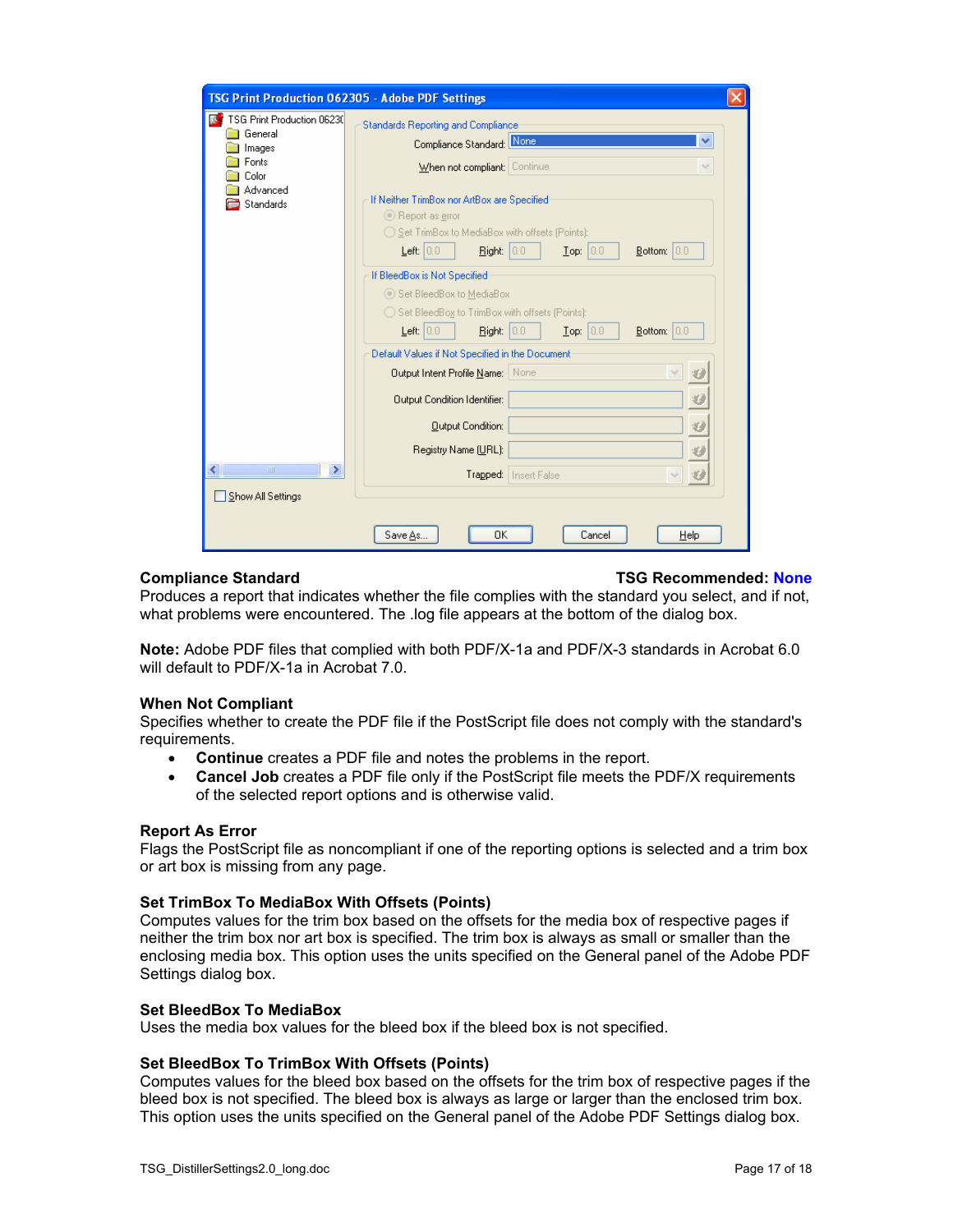**Compliance Standard** **TSG Recommended: None**

Produces a report that indicates whether the file complies with the standard you select, and if not, what problems were encountered. The .log file appears at the bottom of the dialog box.

**Note:** Adobe PDF files that complied with both PDF/X-1a and PDF/X-3 standards in Acrobat 6.0 will default to PDF/X-1a in Acrobat 7.0.

**When Not Compliant**

Specifies whether to create the PDF file if the PostScript file does not comply with the standard's requirements.

- **Continue** creates a PDF file and notes the problems in the report.
- **Cancel Job** creates a PDF file only if the PostScript file meets the PDF/X requirements of the selected report options and is otherwise valid.

**Report As Error**

Flags the PostScript file as noncompliant if one of the reporting options is selected and a trim box or art box is missing from any page.

**Set TrimBox To MediaBox With Offsets (Points)**

Computes values for the trim box based on the offsets for the media box of respective pages if neither the trim box nor art box is specified. The trim box is always as small or smaller than the enclosing media box. This option uses the units specified on the General panel of the Adobe PDF Settings dialog box.

**Set BleedBox To MediaBox**

Uses the media box values for the bleed box if the bleed box is not specified.

**Set BleedBox To TrimBox With Offsets (Points)**

Computes values for the bleed box based on the offsets for the trim box of respective pages if the bleed box is not specified. The bleed box is always as large or larger than the enclosed trim box. This option uses the units specified on the General panel of the Adobe PDF Settings dialog box.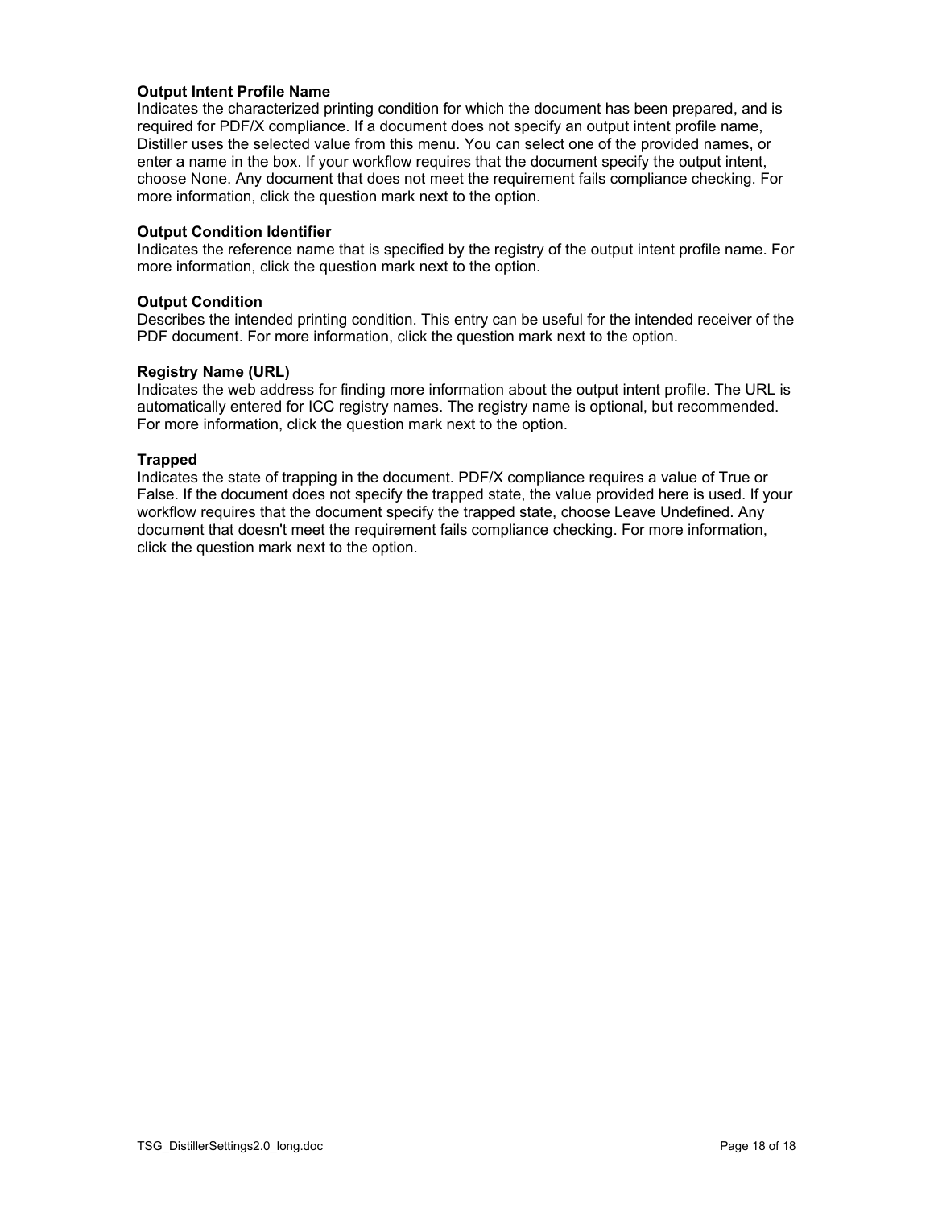**Output Intent Profile Name**
Indicates the characterized printing condition for which the document has been prepared, and is required for PDF/X compliance. If a document does not specify an output intent profile name, Distiller uses the selected value from this menu. You can select one of the provided names, or enter a name in the box. If your workflow requires that the document specify the output intent, choose None. Any document that does not meet the requirement fails compliance checking. For more information, click the question mark next to the option.

**Output Condition Identifier**
Indicates the reference name that is specified by the registry of the output intent profile name. For more information, click the question mark next to the option.

**Output Condition**
Describes the intended printing condition. This entry can be useful for the intended receiver of the PDF document. For more information, click the question mark next to the option.

**Registry Name (URL)**
Indicates the web address for finding more information about the output intent profile. The URL is automatically entered for ICC registry names. The registry name is optional, but recommended. For more information, click the question mark next to the option.

**Trapped**
Indicates the state of trapping in the document. PDF/X compliance requires a value of True or False. If the document does not specify the trapped state, the value provided here is used. If your workflow requires that the document specify the trapped state, choose Leave Undefined. Any document that doesn't meet the requirement fails compliance checking. For more information, click the question mark next to the option.